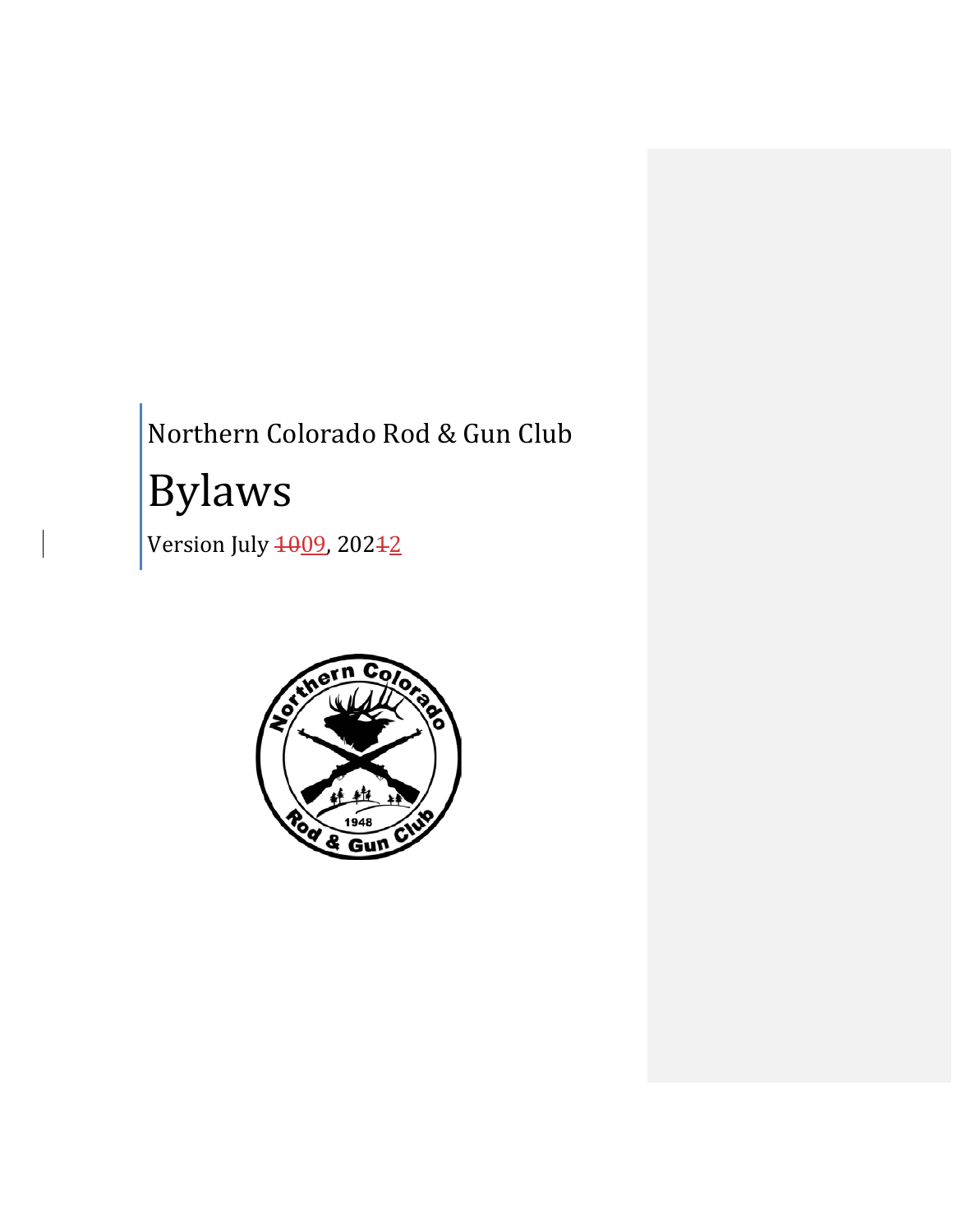Northern Colorado Rod & Gun Club

# Bylaws

Version July ~~10~~09, 202~~1~~2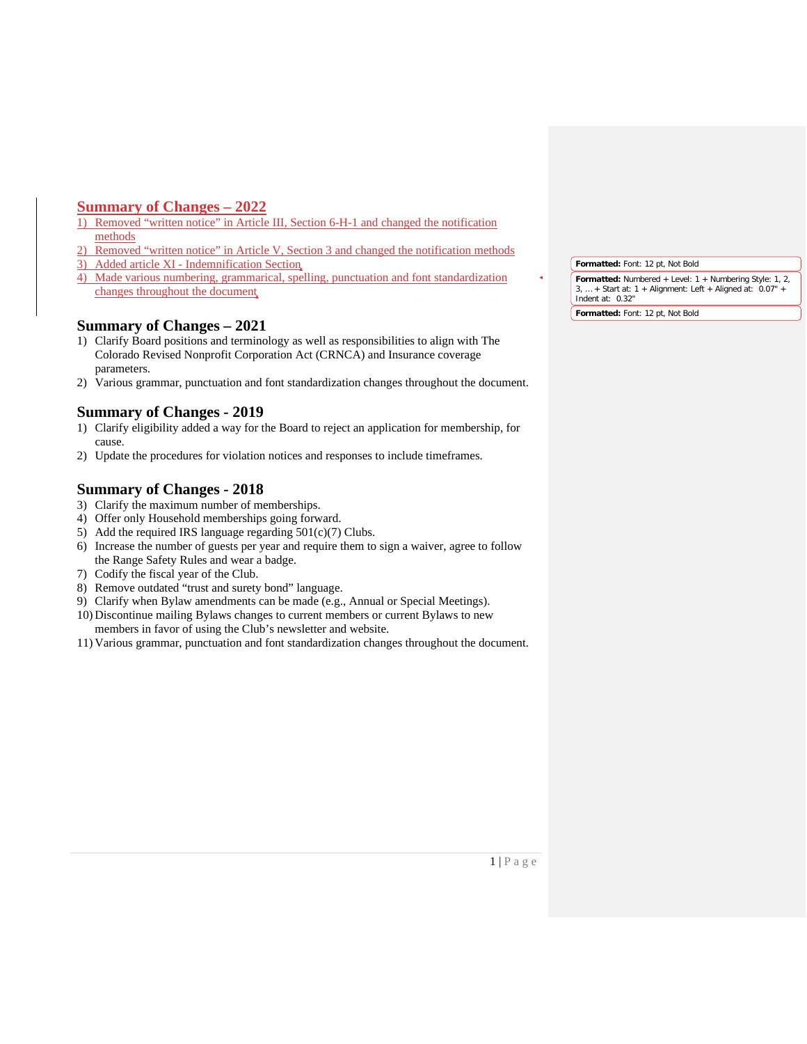## Summary of Changes – 2022

1) Removed "written notice" in Article III, Section 6-H-1 and changed the notification methods
2) Removed "written notice" in Article V, Section 3 and changed the notification methods
3) Added article XI - Indemnification Section
4) Made various numbering, grammarical, spelling, punctuation and font standardization changes throughout the document

## Summary of Changes – 2021

1) Clarify Board positions and terminology as well as responsibilities to align with The Colorado Revised Nonprofit Corporation Act (CRNCA) and Insurance coverage parameters.
2) Various grammar, punctuation and font standardization changes throughout the document.

## Summary of Changes - 2019

1) Clarify eligibility added a way for the Board to reject an application for membership, for cause.
2) Update the procedures for violation notices and responses to include timeframes.

## Summary of Changes - 2018

3) Clarify the maximum number of memberships.
4) Offer only Household memberships going forward.
5) Add the required IRS language regarding 501(c)(7) Clubs.
6) Increase the number of guests per year and require them to sign a waiver, agree to follow the Range Safety Rules and wear a badge.
7) Codify the fiscal year of the Club.
8) Remove outdated "trust and surety bond" language.
9) Clarify when Bylaw amendments can be made (e.g., Annual or Special Meetings).
10) Discontinue mailing Bylaws changes to current members or current Bylaws to new members in favor of using the Club's newsletter and website.
11) Various grammar, punctuation and font standardization changes throughout the document.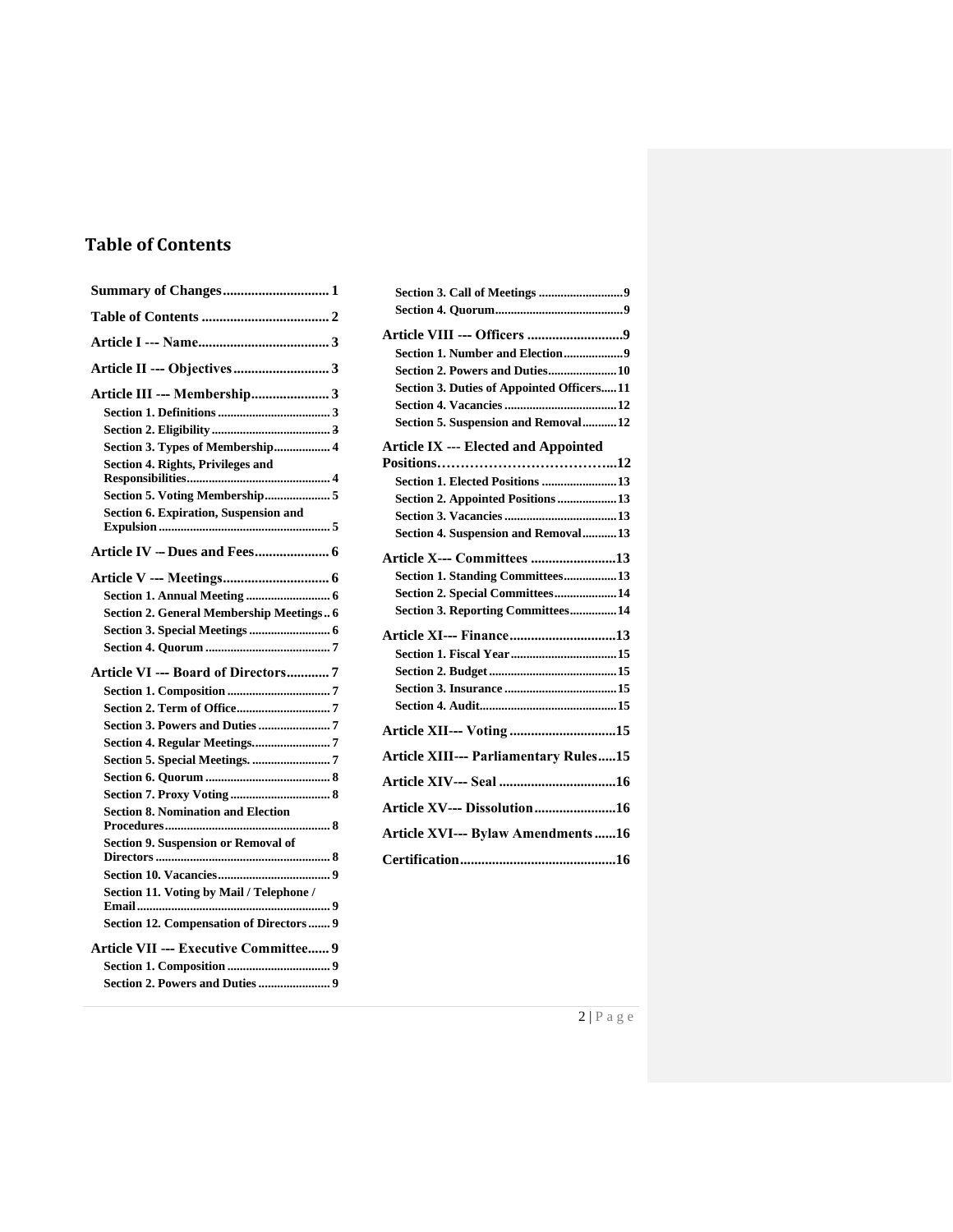# Table of Contents

- **Summary of Changes** ............................. 1
- **Table of Contents** ................................... 2
- **Article I --- Name** .................................... 3
- **Article II --- Objectives** .......................... 3
- **Article III --- Membership** ..................... 3
  - **Section 1. Definitions** ................................... 3
  - **Section 2. Eligibility** ..................................... 3
  - **Section 3. Types of Membership** ................. 4
  - **Section 4. Rights, Privileges and Responsibilities** ............................................. 4
  - **Section 5. Voting Membership** ..................... 5
  - **Section 6. Expiration, Suspension and Expulsion** ...................................................... 5
- **Article IV -- Dues and Fees** .................... 6
- **Article V --- Meetings** ............................. 6
  - **Section 1. Annual Meeting** ........................... 6
  - **Section 2. General Membership Meetings** .. 6
  - **Section 3. Special Meetings** .......................... 6
  - **Section 4. Quorum** ........................................ 7
- **Article VI --- Board of Directors** ............ 7
  - **Section 1. Composition** ................................. 7
  - **Section 2. Term of Office** ............................. 7
  - **Section 3. Powers and Duties** ....................... 7
  - **Section 4. Regular Meetings** ......................... 7
  - **Section 5. Special Meetings.** ......................... 7
  - **Section 6. Quorum** ........................................ 8
  - **Section 7. Proxy Voting** ................................ 8
  - **Section 8. Nomination and Election Procedures** ..................................................... 8
  - **Section 9. Suspension or Removal of Directors** ........................................................ 8
  - **Section 10. Vacancies** .................................... 9
  - **Section 11. Voting by Mail / Telephone / Email** .............................................................. 9
  - **Section 12. Compensation of Directors** ....... 9
- **Article VII --- Executive Committee** ...... 9
  - **Section 1. Composition** ................................. 9
  - **Section 2. Powers and Duties** ....................... 9
  - **Section 3. Call of Meetings** ...........................9
  - **Section 4. Quorum** .........................................9
- **Article VIII --- Officers** ..........................9
  - **Section 1. Number and Election** ...................9
  - **Section 2. Powers and Duties** ......................10
  - **Section 3. Duties of Appointed Officers** .....11
  - **Section 4. Vacancies** ....................................12
  - **Section 5. Suspension and Removal** ...........12
- **Article IX --- Elected and Appointed Positions** ………………………………...12
  - **Section 1. Elected Positions** ........................13
  - **Section 2. Appointed Positions** ...................13
  - **Section 3. Vacancies** ....................................13
  - **Section 4. Suspension and Removal** ...........13
- **Article X--- Committees** ........................13
  - **Section 1. Standing Committees** .................13
  - **Section 2. Special Committees** ....................14
  - **Section 3. Reporting Committees** ...............14
- **Article XI--- Finance** .............................13
  - **Section 1. Fiscal Year** ..................................15
  - **Section 2. Budget** .........................................15
  - **Section 3. Insurance** ....................................15
  - **Section 4. Audit** ............................................15
- **Article XII--- Voting** .............................15
- **Article XIII--- Parliamentary Rules** .....15
- **Article XIV--- Seal** ................................16
- **Article XV--- Dissolution** .......................16
- **Article XVI--- Bylaw Amendments** ......16
- **Certification** ...........................................16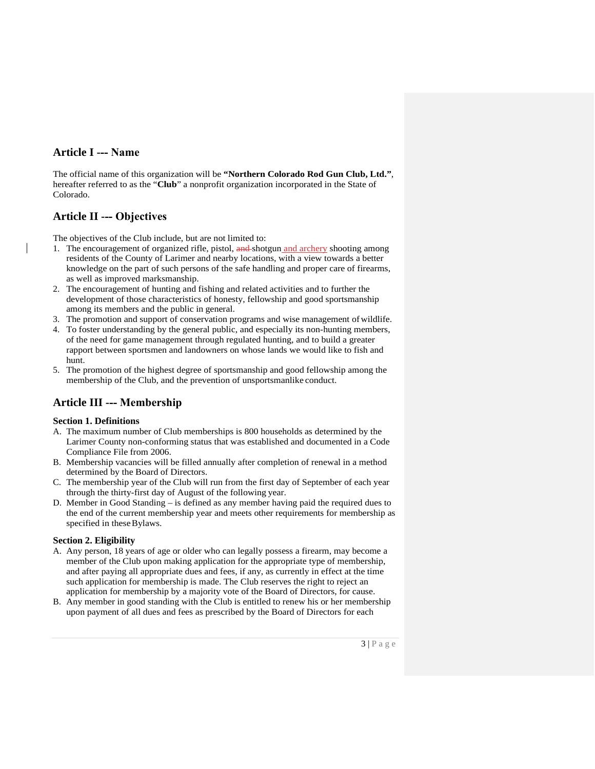## Article I --- Name

The official name of this organization will be **"Northern Colorado Rod Gun Club, Ltd."**, hereafter referred to as the "**Club**" a nonprofit organization incorporated in the State of Colorado.

## Article II --- Objectives

The objectives of the Club include, but are not limited to:

1. The encouragement of organized rifle, pistol, ~~and~~ shotgun and archery shooting among residents of the County of Larimer and nearby locations, with a view towards a better knowledge on the part of such persons of the safe handling and proper care of firearms, as well as improved marksmanship.
2. The encouragement of hunting and fishing and related activities and to further the development of those characteristics of honesty, fellowship and good sportsmanship among its members and the public in general.
3. The promotion and support of conservation programs and wise management of wildlife.
4. To foster understanding by the general public, and especially its non-hunting members, of the need for game management through regulated hunting, and to build a greater rapport between sportsmen and landowners on whose lands we would like to fish and hunt.
5. The promotion of the highest degree of sportsmanship and good fellowship among the membership of the Club, and the prevention of unsportsmanlike conduct.

## Article III --- Membership

### Section 1. Definitions

A. The maximum number of Club memberships is 800 households as determined by the Larimer County non-conforming status that was established and documented in a Code Compliance File from 2006.

B. Membership vacancies will be filled annually after completion of renewal in a method determined by the Board of Directors.

C. The membership year of the Club will run from the first day of September of each year through the thirty-first day of August of the following year.

D. Member in Good Standing – is defined as any member having paid the required dues to the end of the current membership year and meets other requirements for membership as specified in these Bylaws.

### Section 2. Eligibility

A. Any person, 18 years of age or older who can legally possess a firearm, may become a member of the Club upon making application for the appropriate type of membership, and after paying all appropriate dues and fees, if any, as currently in effect at the time such application for membership is made. The Club reserves the right to reject an application for membership by a majority vote of the Board of Directors, for cause.

B. Any member in good standing with the Club is entitled to renew his or her membership upon payment of all dues and fees as prescribed by the Board of Directors for each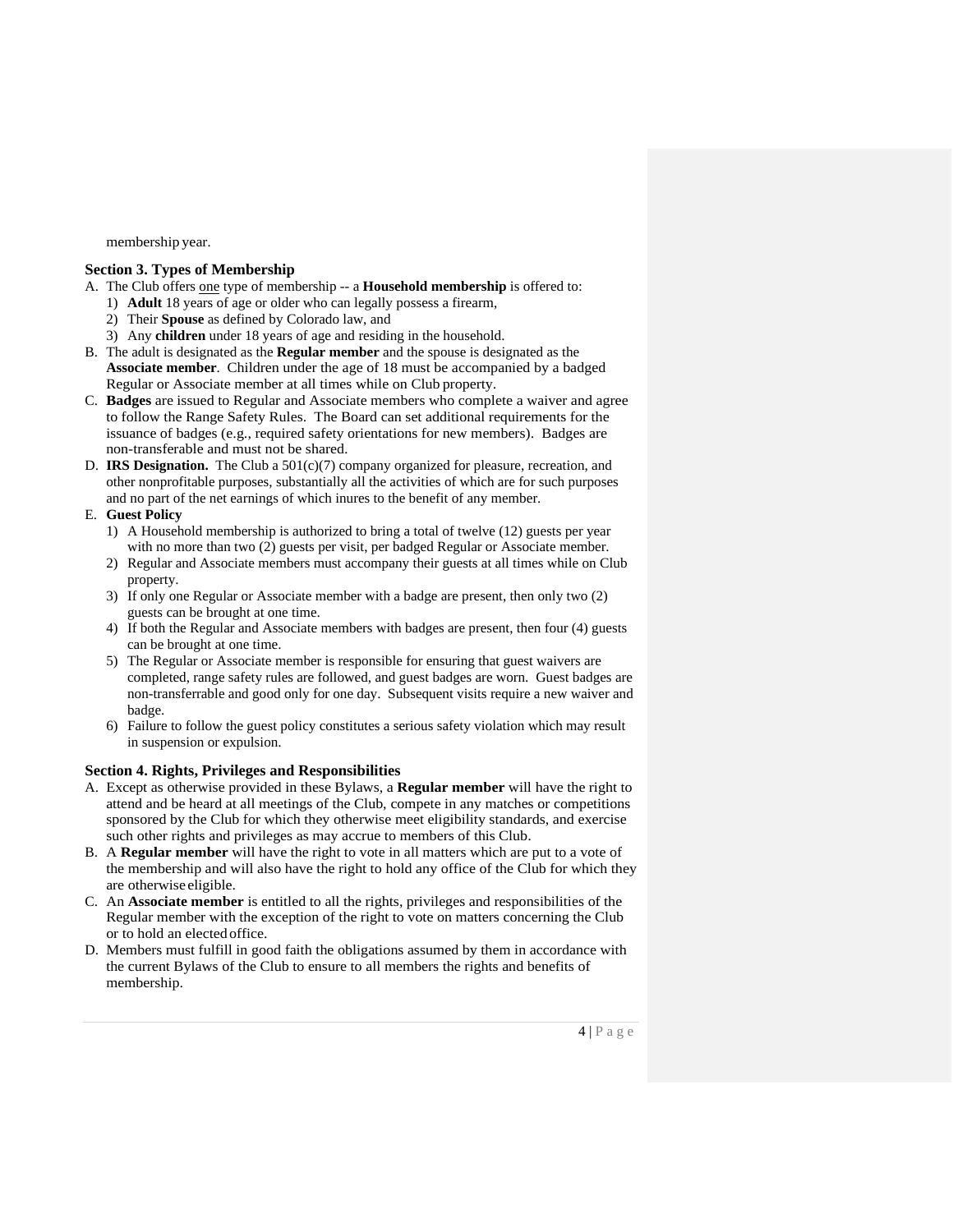membership year.

### Section 3. Types of Membership

A. The Club offers one type of membership -- a **Household membership** is offered to:
   1) **Adult** 18 years of age or older who can legally possess a firearm,
   2) Their **Spouse** as defined by Colorado law, and
   3) Any **children** under 18 years of age and residing in the household.

B. The adult is designated as the **Regular member** and the spouse is designated as the **Associate member**. Children under the age of 18 must be accompanied by a badged Regular or Associate member at all times while on Club property.

C. **Badges** are issued to Regular and Associate members who complete a waiver and agree to follow the Range Safety Rules. The Board can set additional requirements for the issuance of badges (e.g., required safety orientations for new members). Badges are non-transferable and must not be shared.

D. **IRS Designation.** The Club a 501(c)(7) company organized for pleasure, recreation, and other nonprofitable purposes, substantially all the activities of which are for such purposes and no part of the net earnings of which inures to the benefit of any member.

E. **Guest Policy**
   1) A Household membership is authorized to bring a total of twelve (12) guests per year with no more than two (2) guests per visit, per badged Regular or Associate member.
   2) Regular and Associate members must accompany their guests at all times while on Club property.
   3) If only one Regular or Associate member with a badge are present, then only two (2) guests can be brought at one time.
   4) If both the Regular and Associate members with badges are present, then four (4) guests can be brought at one time.
   5) The Regular or Associate member is responsible for ensuring that guest waivers are completed, range safety rules are followed, and guest badges are worn. Guest badges are non-transferrable and good only for one day. Subsequent visits require a new waiver and badge.
   6) Failure to follow the guest policy constitutes a serious safety violation which may result in suspension or expulsion.

### Section 4. Rights, Privileges and Responsibilities

A. Except as otherwise provided in these Bylaws, a **Regular member** will have the right to attend and be heard at all meetings of the Club, compete in any matches or competitions sponsored by the Club for which they otherwise meet eligibility standards, and exercise such other rights and privileges as may accrue to members of this Club.

B. A **Regular member** will have the right to vote in all matters which are put to a vote of the membership and will also have the right to hold any office of the Club for which they are otherwise eligible.

C. An **Associate member** is entitled to all the rights, privileges and responsibilities of the Regular member with the exception of the right to vote on matters concerning the Club or to hold an elected office.

D. Members must fulfill in good faith the obligations assumed by them in accordance with the current Bylaws of the Club to ensure to all members the rights and benefits of membership.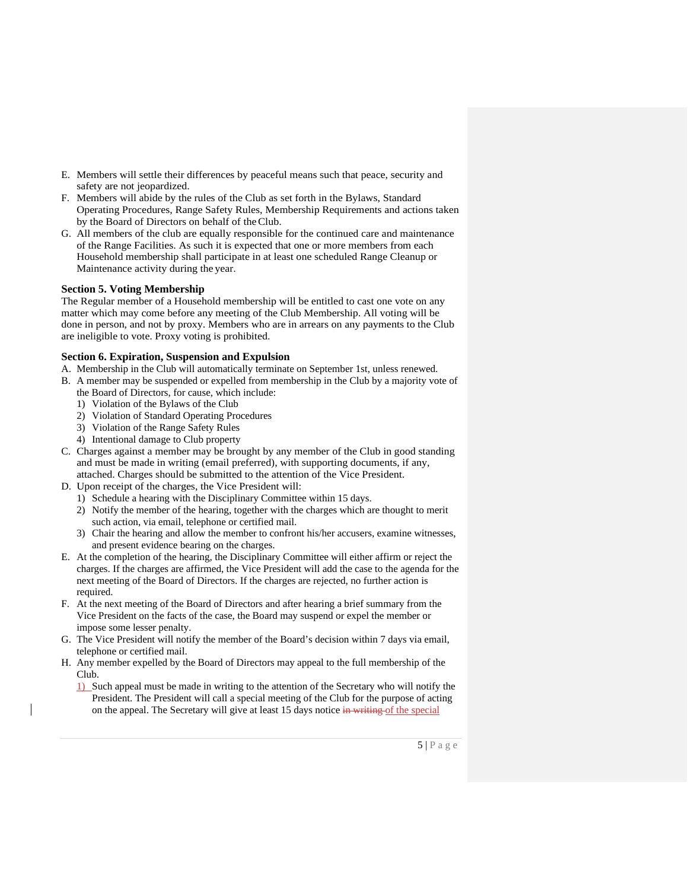E. Members will settle their differences by peaceful means such that peace, security and safety are not jeopardized.
F. Members will abide by the rules of the Club as set forth in the Bylaws, Standard Operating Procedures, Range Safety Rules, Membership Requirements and actions taken by the Board of Directors on behalf of the Club.
G. All members of the club are equally responsible for the continued care and maintenance of the Range Facilities. As such it is expected that one or more members from each Household membership shall participate in at least one scheduled Range Cleanup or Maintenance activity during the year.

**Section 5. Voting Membership**

The Regular member of a Household membership will be entitled to cast one vote on any matter which may come before any meeting of the Club Membership. All voting will be done in person, and not by proxy. Members who are in arrears on any payments to the Club are ineligible to vote. Proxy voting is prohibited.

**Section 6. Expiration, Suspension and Expulsion**

A. Membership in the Club will automatically terminate on September 1st, unless renewed.
B. A member may be suspended or expelled from membership in the Club by a majority vote of the Board of Directors, for cause, which include:
   1) Violation of the Bylaws of the Club
   2) Violation of Standard Operating Procedures
   3) Violation of the Range Safety Rules
   4) Intentional damage to Club property
C. Charges against a member may be brought by any member of the Club in good standing and must be made in writing (email preferred), with supporting documents, if any, attached. Charges should be submitted to the attention of the Vice President.
D. Upon receipt of the charges, the Vice President will:
   1) Schedule a hearing with the Disciplinary Committee within 15 days.
   2) Notify the member of the hearing, together with the charges which are thought to merit such action, via email, telephone or certified mail.
   3) Chair the hearing and allow the member to confront his/her accusers, examine witnesses, and present evidence bearing on the charges.
E. At the completion of the hearing, the Disciplinary Committee will either affirm or reject the charges. If the charges are affirmed, the Vice President will add the case to the agenda for the next meeting of the Board of Directors. If the charges are rejected, no further action is required.
F. At the next meeting of the Board of Directors and after hearing a brief summary from the Vice President on the facts of the case, the Board may suspend or expel the member or impose some lesser penalty.
G. The Vice President will notify the member of the Board's decision within 7 days via email, telephone or certified mail.
H. Any member expelled by the Board of Directors may appeal to the full membership of the Club.
   1) Such appeal must be made in writing to the attention of the Secretary who will notify the President. The President will call a special meeting of the Club for the purpose of acting on the appeal. The Secretary will give at least 15 days notice ~~in writing~~ of the special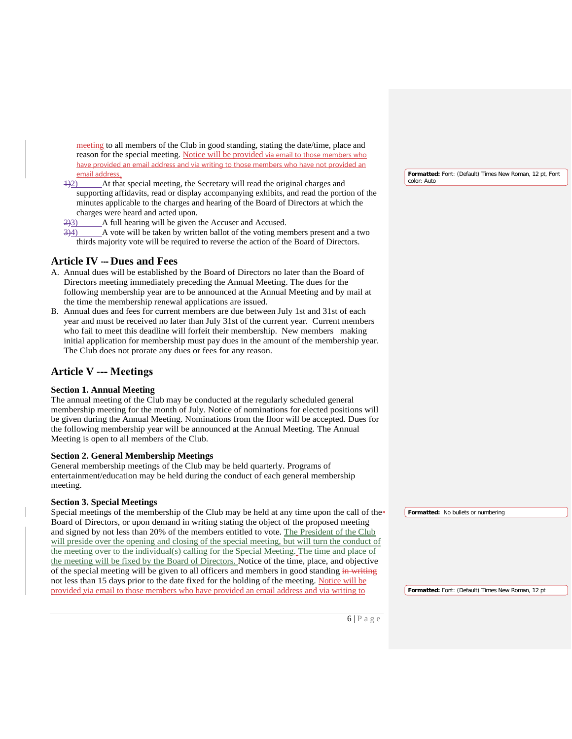meeting to all members of the Club in good standing, stating the date/time, place and reason for the special meeting. Notice will be provided via email to those members who have provided an email address and via writing to those members who have not provided an email address.

2) At that special meeting, the Secretary will read the original charges and supporting affidavits, read or display accompanying exhibits, and read the portion of the minutes applicable to the charges and hearing of the Board of Directors at which the charges were heard and acted upon.

3) A full hearing will be given the Accuser and Accused.

4) A vote will be taken by written ballot of the voting members present and a two thirds majority vote will be required to reverse the action of the Board of Directors.

## Article IV --- Dues and Fees

A. Annual dues will be established by the Board of Directors no later than the Board of Directors meeting immediately preceding the Annual Meeting. The dues for the following membership year are to be announced at the Annual Meeting and by mail at the time the membership renewal applications are issued.

B. Annual dues and fees for current members are due between July 1st and 31st of each year and must be received no later than July 31st of the current year. Current members who fail to meet this deadline will forfeit their membership. New members making initial application for membership must pay dues in the amount of the membership year. The Club does not prorate any dues or fees for any reason.

## Article V --- Meetings

### Section 1. Annual Meeting

The annual meeting of the Club may be conducted at the regularly scheduled general membership meeting for the month of July. Notice of nominations for elected positions will be given during the Annual Meeting. Nominations from the floor will be accepted. Dues for the following membership year will be announced at the Annual Meeting. The Annual Meeting is open to all members of the Club.

### Section 2. General Membership Meetings

General membership meetings of the Club may be held quarterly. Programs of entertainment/education may be held during the conduct of each general membership meeting.

### Section 3. Special Meetings

Special meetings of the membership of the Club may be held at any time upon the call of the Board of Directors, or upon demand in writing stating the object of the proposed meeting and signed by not less than 20% of the members entitled to vote. The President of the Club will preside over the opening and closing of the special meeting, but will turn the conduct of the meeting over to the individual(s) calling for the Special Meeting. The time and place of the meeting will be fixed by the Board of Directors. Notice of the time, place, and objective of the special meeting will be given to all officers and members in good standing not less than 15 days prior to the date fixed for the holding of the meeting. Notice will be provided via email to those members who have provided an email address and via writing to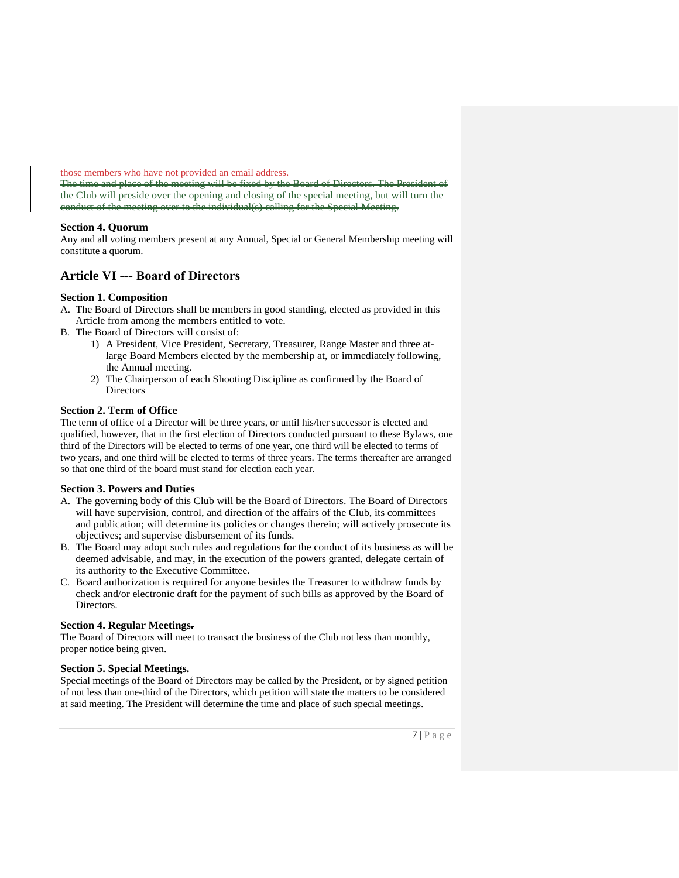those members who have not provided an email address.

~~The time and place of the meeting will be fixed by the Board of Directors. The President of the Club will preside over the opening and closing of the special meeting, but will turn the conduct of the meeting over to the individual(s) calling for the Special Meeting.~~

### Section 4. Quorum

Any and all voting members present at any Annual, Special or General Membership meeting will constitute a quorum.

## Article VI --- Board of Directors

### Section 1. Composition

A. The Board of Directors shall be members in good standing, elected as provided in this Article from among the members entitled to vote.
B. The Board of Directors will consist of:
   1) A President, Vice President, Secretary, Treasurer, Range Master and three at-large Board Members elected by the membership at, or immediately following, the Annual meeting.
   2) The Chairperson of each Shooting Discipline as confirmed by the Board of Directors

### Section 2. Term of Office

The term of office of a Director will be three years, or until his/her successor is elected and qualified, however, that in the first election of Directors conducted pursuant to these Bylaws, one third of the Directors will be elected to terms of one year, one third will be elected to terms of two years, and one third will be elected to terms of three years. The terms thereafter are arranged so that one third of the board must stand for election each year.

### Section 3. Powers and Duties

A. The governing body of this Club will be the Board of Directors. The Board of Directors will have supervision, control, and direction of the affairs of the Club, its committees and publication; will determine its policies or changes therein; will actively prosecute its objectives; and supervise disbursement of its funds.
B. The Board may adopt such rules and regulations for the conduct of its business as will be deemed advisable, and may, in the execution of the powers granted, delegate certain of its authority to the Executive Committee.
C. Board authorization is required for anyone besides the Treasurer to withdraw funds by check and/or electronic draft for the payment of such bills as approved by the Board of Directors.

### Section 4. Regular Meetings~~.~~

The Board of Directors will meet to transact the business of the Club not less than monthly, proper notice being given.

### Section 5. Special Meetings~~.~~

Special meetings of the Board of Directors may be called by the President, or by signed petition of not less than one-third of the Directors, which petition will state the matters to be considered at said meeting. The President will determine the time and place of such special meetings.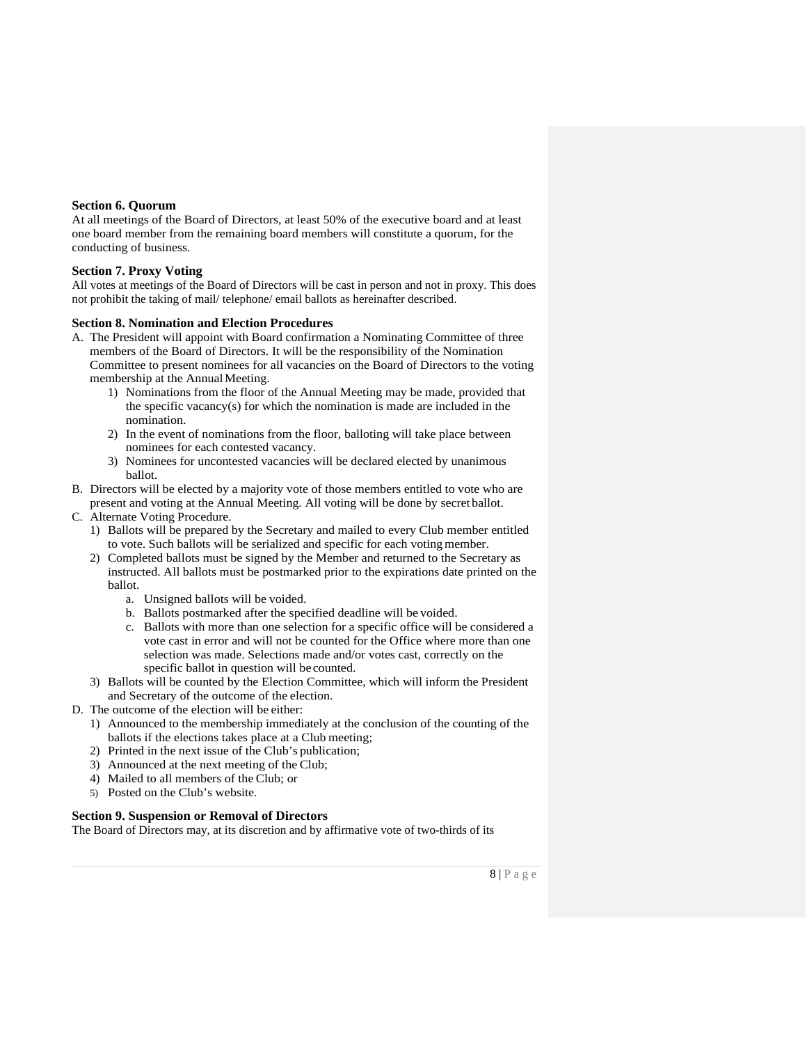**Section 6. Quorum**

At all meetings of the Board of Directors, at least 50% of the executive board and at least one board member from the remaining board members will constitute a quorum, for the conducting of business.

**Section 7. Proxy Voting**

All votes at meetings of the Board of Directors will be cast in person and not in proxy. This does not prohibit the taking of mail/ telephone/ email ballots as hereinafter described.

**Section 8. Nomination and Election Procedures**

A. The President will appoint with Board confirmation a Nominating Committee of three members of the Board of Directors. It will be the responsibility of the Nomination Committee to present nominees for all vacancies on the Board of Directors to the voting membership at the Annual Meeting.
   1) Nominations from the floor of the Annual Meeting may be made, provided that the specific vacancy(s) for which the nomination is made are included in the nomination.
   2) In the event of nominations from the floor, balloting will take place between nominees for each contested vacancy.
   3) Nominees for uncontested vacancies will be declared elected by unanimous ballot.

B. Directors will be elected by a majority vote of those members entitled to vote who are present and voting at the Annual Meeting. All voting will be done by secret ballot.

C. Alternate Voting Procedure.
   1) Ballots will be prepared by the Secretary and mailed to every Club member entitled to vote. Such ballots will be serialized and specific for each voting member.
   2) Completed ballots must be signed by the Member and returned to the Secretary as instructed. All ballots must be postmarked prior to the expirations date printed on the ballot.
      a. Unsigned ballots will be voided.
      b. Ballots postmarked after the specified deadline will be voided.
      c. Ballots with more than one selection for a specific office will be considered a vote cast in error and will not be counted for the Office where more than one selection was made. Selections made and/or votes cast, correctly on the specific ballot in question will be counted.
   3) Ballots will be counted by the Election Committee, which will inform the President and Secretary of the outcome of the election.

D. The outcome of the election will be either:
   1) Announced to the membership immediately at the conclusion of the counting of the ballots if the elections takes place at a Club meeting;
   2) Printed in the next issue of the Club's publication;
   3) Announced at the next meeting of the Club;
   4) Mailed to all members of the Club; or
   5) Posted on the Club's website.

**Section 9. Suspension or Removal of Directors**

The Board of Directors may, at its discretion and by affirmative vote of two-thirds of its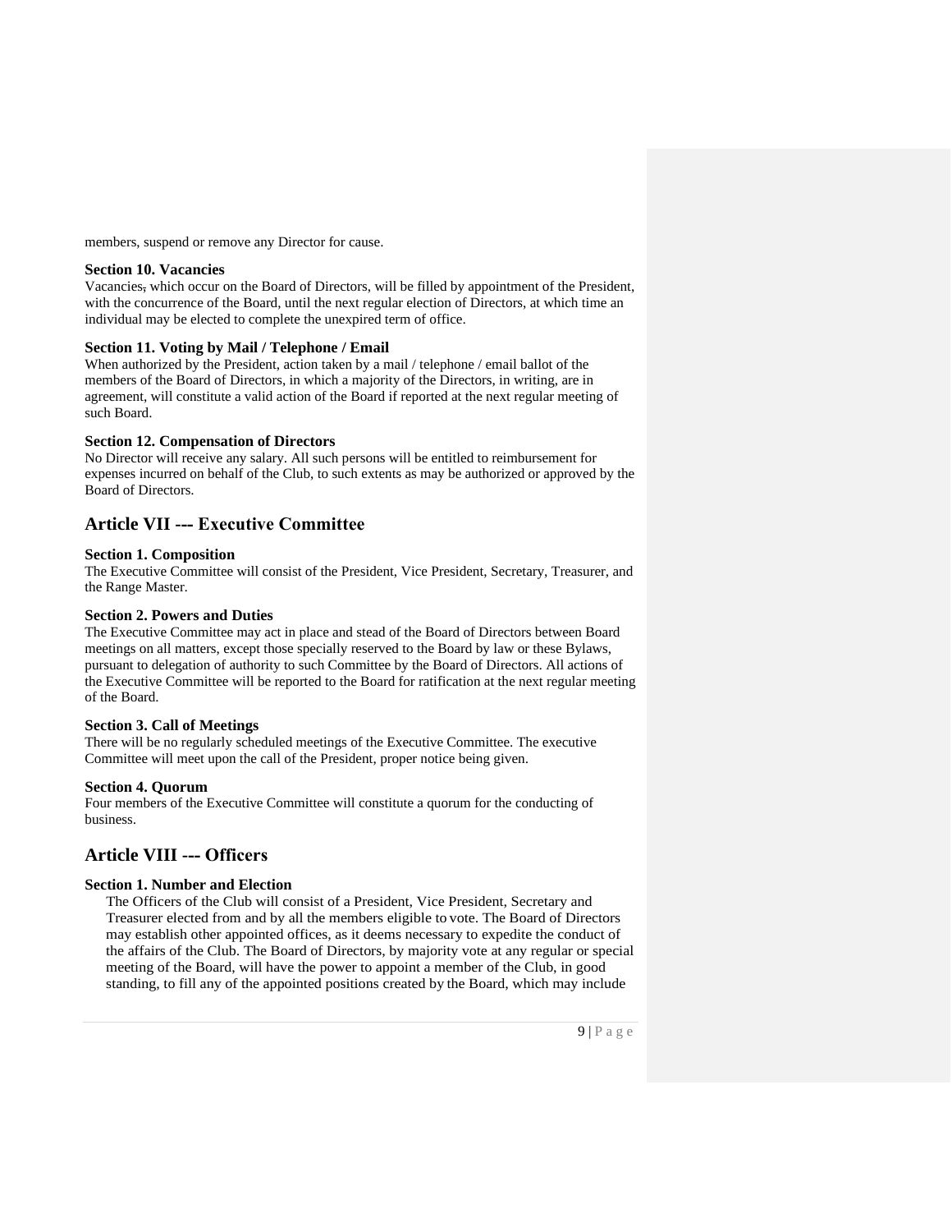members, suspend or remove any Director for cause.

### Section 10. Vacancies

Vacancies, which occur on the Board of Directors, will be filled by appointment of the President, with the concurrence of the Board, until the next regular election of Directors, at which time an individual may be elected to complete the unexpired term of office.

### Section 11. Voting by Mail / Telephone / Email

When authorized by the President, action taken by a mail / telephone / email ballot of the members of the Board of Directors, in which a majority of the Directors, in writing, are in agreement, will constitute a valid action of the Board if reported at the next regular meeting of such Board.

### Section 12. Compensation of Directors

No Director will receive any salary. All such persons will be entitled to reimbursement for expenses incurred on behalf of the Club, to such extents as may be authorized or approved by the Board of Directors.

## Article VII --- Executive Committee

### Section 1. Composition

The Executive Committee will consist of the President, Vice President, Secretary, Treasurer, and the Range Master.

### Section 2. Powers and Duties

The Executive Committee may act in place and stead of the Board of Directors between Board meetings on all matters, except those specially reserved to the Board by law or these Bylaws, pursuant to delegation of authority to such Committee by the Board of Directors. All actions of the Executive Committee will be reported to the Board for ratification at the next regular meeting of the Board.

### Section 3. Call of Meetings

There will be no regularly scheduled meetings of the Executive Committee. The executive Committee will meet upon the call of the President, proper notice being given.

### Section 4. Quorum

Four members of the Executive Committee will constitute a quorum for the conducting of business.

## Article VIII --- Officers

### Section 1. Number and Election

The Officers of the Club will consist of a President, Vice President, Secretary and Treasurer elected from and by all the members eligible to vote. The Board of Directors may establish other appointed offices, as it deems necessary to expedite the conduct of the affairs of the Club. The Board of Directors, by majority vote at any regular or special meeting of the Board, will have the power to appoint a member of the Club, in good standing, to fill any of the appointed positions created by the Board, which may include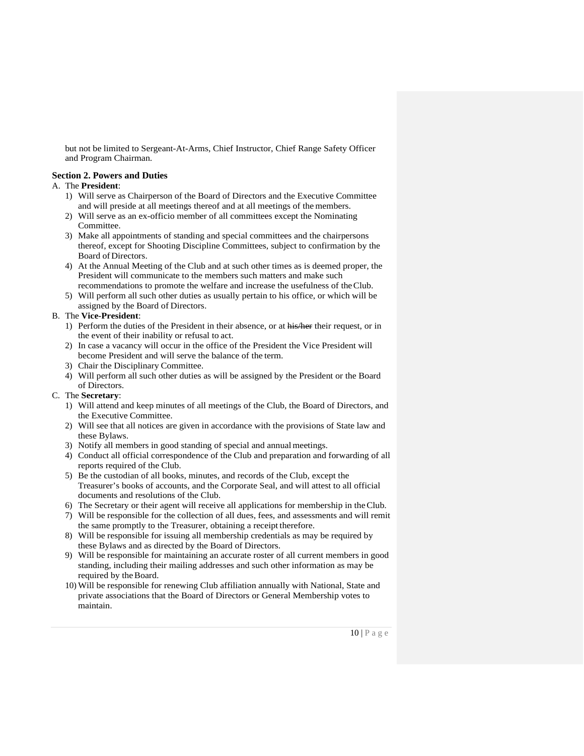but not be limited to Sergeant-At-Arms, Chief Instructor, Chief Range Safety Officer and Program Chairman.

**Section 2. Powers and Duties**

A. The **President**:
   1) Will serve as Chairperson of the Board of Directors and the Executive Committee and will preside at all meetings thereof and at all meetings of the members.
   2) Will serve as an ex-officio member of all committees except the Nominating Committee.
   3) Make all appointments of standing and special committees and the chairpersons thereof, except for Shooting Discipline Committees, subject to confirmation by the Board of Directors.
   4) At the Annual Meeting of the Club and at such other times as is deemed proper, the President will communicate to the members such matters and make such recommendations to promote the welfare and increase the usefulness of the Club.
   5) Will perform all such other duties as usually pertain to his office, or which will be assigned by the Board of Directors.

B. The **Vice-President**:
   1) Perform the duties of the President in their absence, or at ~~his/her~~ their request, or in the event of their inability or refusal to act.
   2) In case a vacancy will occur in the office of the President the Vice President will become President and will serve the balance of the term.
   3) Chair the Disciplinary Committee.
   4) Will perform all such other duties as will be assigned by the President or the Board of Directors.

C. The **Secretary**:
   1) Will attend and keep minutes of all meetings of the Club, the Board of Directors, and the Executive Committee.
   2) Will see that all notices are given in accordance with the provisions of State law and these Bylaws.
   3) Notify all members in good standing of special and annual meetings.
   4) Conduct all official correspondence of the Club and preparation and forwarding of all reports required of the Club.
   5) Be the custodian of all books, minutes, and records of the Club, except the Treasurer's books of accounts, and the Corporate Seal, and will attest to all official documents and resolutions of the Club.
   6) The Secretary or their agent will receive all applications for membership in the Club.
   7) Will be responsible for the collection of all dues, fees, and assessments and will remit the same promptly to the Treasurer, obtaining a receipt therefore.
   8) Will be responsible for issuing all membership credentials as may be required by these Bylaws and as directed by the Board of Directors.
   9) Will be responsible for maintaining an accurate roster of all current members in good standing, including their mailing addresses and such other information as may be required by the Board.
   10) Will be responsible for renewing Club affiliation annually with National, State and private associations that the Board of Directors or General Membership votes to maintain.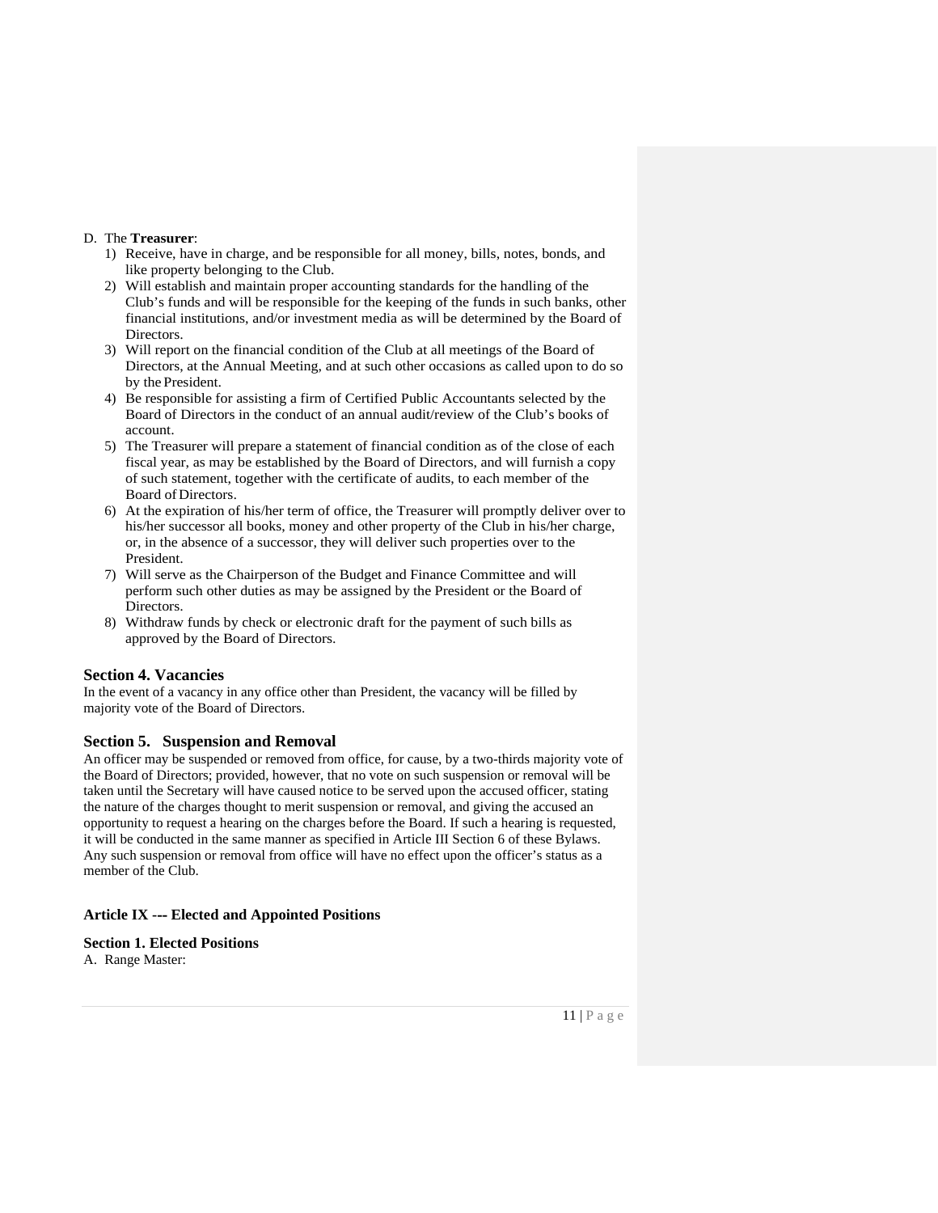D. The **Treasurer**:

1) Receive, have in charge, and be responsible for all money, bills, notes, bonds, and like property belonging to the Club.
2) Will establish and maintain proper accounting standards for the handling of the Club's funds and will be responsible for the keeping of the funds in such banks, other financial institutions, and/or investment media as will be determined by the Board of Directors.
3) Will report on the financial condition of the Club at all meetings of the Board of Directors, at the Annual Meeting, and at such other occasions as called upon to do so by the President.
4) Be responsible for assisting a firm of Certified Public Accountants selected by the Board of Directors in the conduct of an annual audit/review of the Club's books of account.
5) The Treasurer will prepare a statement of financial condition as of the close of each fiscal year, as may be established by the Board of Directors, and will furnish a copy of such statement, together with the certificate of audits, to each member of the Board of Directors.
6) At the expiration of his/her term of office, the Treasurer will promptly deliver over to his/her successor all books, money and other property of the Club in his/her charge, or, in the absence of a successor, they will deliver such properties over to the President.
7) Will serve as the Chairperson of the Budget and Finance Committee and will perform such other duties as may be assigned by the President or the Board of Directors.
8) Withdraw funds by check or electronic draft for the payment of such bills as approved by the Board of Directors.

## Section 4. Vacancies

In the event of a vacancy in any office other than President, the vacancy will be filled by majority vote of the Board of Directors.

## Section 5. Suspension and Removal

An officer may be suspended or removed from office, for cause, by a two-thirds majority vote of the Board of Directors; provided, however, that no vote on such suspension or removal will be taken until the Secretary will have caused notice to be served upon the accused officer, stating the nature of the charges thought to merit suspension or removal, and giving the accused an opportunity to request a hearing on the charges before the Board. If such a hearing is requested, it will be conducted in the same manner as specified in Article III Section 6 of these Bylaws. Any such suspension or removal from office will have no effect upon the officer's status as a member of the Club.

# Article IX --- Elected and Appointed Positions

### Section 1. Elected Positions

A. Range Master: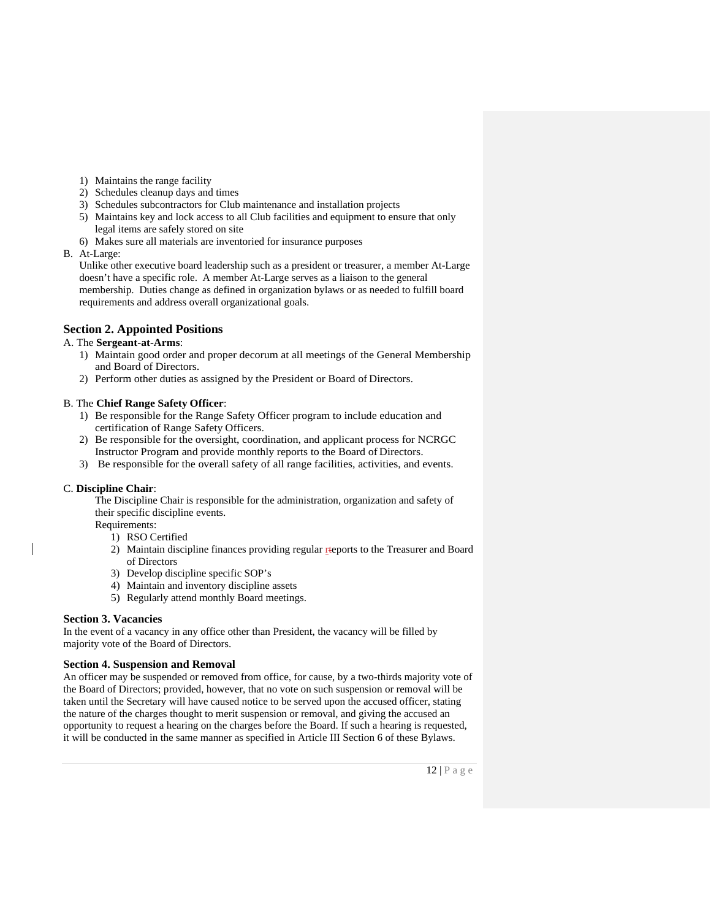1) Maintains the range facility
2) Schedules cleanup days and times
3) Schedules subcontractors for Club maintenance and installation projects
5) Maintains key and lock access to all Club facilities and equipment to ensure that only legal items are safely stored on site
6) Makes sure all materials are inventoried for insurance purposes

B. At-Large:

Unlike other executive board leadership such as a president or treasurer, a member At-Large doesn't have a specific role. A member At-Large serves as a liaison to the general membership. Duties change as defined in organization bylaws or as needed to fulfill board requirements and address overall organizational goals.

## Section 2. Appointed Positions

A. The **Sergeant-at-Arms**:

1) Maintain good order and proper decorum at all meetings of the General Membership and Board of Directors.
2) Perform other duties as assigned by the President or Board of Directors.

B. The **Chief Range Safety Officer**:

1) Be responsible for the Range Safety Officer program to include education and certification of Range Safety Officers.
2) Be responsible for the oversight, coordination, and applicant process for NCRGC Instructor Program and provide monthly reports to the Board of Directors.
3) Be responsible for the overall safety of all range facilities, activities, and events.

C. **Discipline Chair**:

The Discipline Chair is responsible for the administration, organization and safety of their specific discipline events.

Requirements:

1) RSO Certified
2) Maintain discipline finances providing regular reports to the Treasurer and Board of Directors
3) Develop discipline specific SOP's
4) Maintain and inventory discipline assets
5) Regularly attend monthly Board meetings.

### Section 3. Vacancies

In the event of a vacancy in any office other than President, the vacancy will be filled by majority vote of the Board of Directors.

### Section 4. Suspension and Removal

An officer may be suspended or removed from office, for cause, by a two-thirds majority vote of the Board of Directors; provided, however, that no vote on such suspension or removal will be taken until the Secretary will have caused notice to be served upon the accused officer, stating the nature of the charges thought to merit suspension or removal, and giving the accused an opportunity to request a hearing on the charges before the Board. If such a hearing is requested, it will be conducted in the same manner as specified in Article III Section 6 of these Bylaws.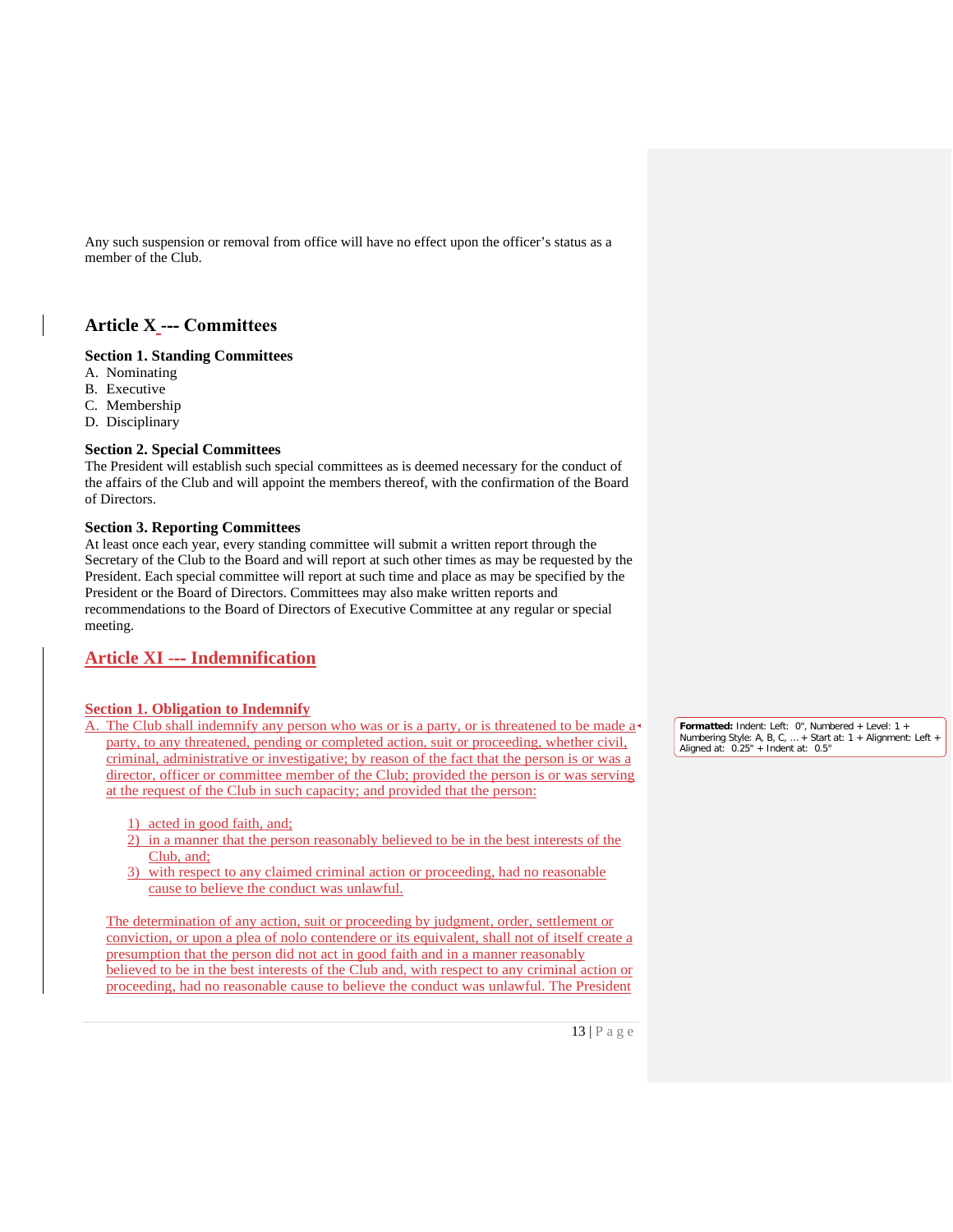Any such suspension or removal from office will have no effect upon the officer's status as a member of the Club.

## Article X --- Committees

**Section 1. Standing Committees**

A. Nominating
B. Executive
C. Membership
D. Disciplinary

**Section 2. Special Committees**

The President will establish such special committees as is deemed necessary for the conduct of the affairs of the Club and will appoint the members thereof, with the confirmation of the Board of Directors.

**Section 3. Reporting Committees**

At least once each year, every standing committee will submit a written report through the Secretary of the Club to the Board and will report at such other times as may be requested by the President. Each special committee will report at such time and place as may be specified by the President or the Board of Directors. Committees may also make written reports and recommendations to the Board of Directors of Executive Committee at any regular or special meeting.

## Article XI --- Indemnification

**Section 1. Obligation to Indemnify**

A. The Club shall indemnify any person who was or is a party, or is threatened to be made a party, to any threatened, pending or completed action, suit or proceeding, whether civil, criminal, administrative or investigative; by reason of the fact that the person is or was a director, officer or committee member of the Club; provided the person is or was serving at the request of the Club in such capacity; and provided that the person:

   1) acted in good faith, and;
   2) in a manner that the person reasonably believed to be in the best interests of the Club, and;
   3) with respect to any claimed criminal action or proceeding, had no reasonable cause to believe the conduct was unlawful.

   The determination of any action, suit or proceeding by judgment, order, settlement or conviction, or upon a plea of nolo contendere or its equivalent, shall not of itself create a presumption that the person did not act in good faith and in a manner reasonably believed to be in the best interests of the Club and, with respect to any criminal action or proceeding, had no reasonable cause to believe the conduct was unlawful. The President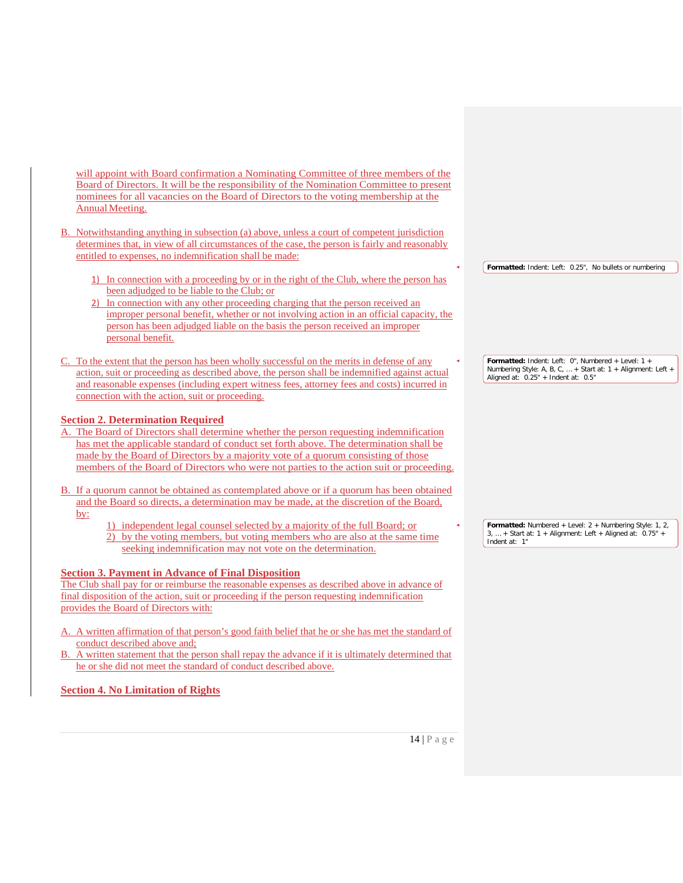will appoint with Board confirmation a Nominating Committee of three members of the Board of Directors. It will be the responsibility of the Nomination Committee to present nominees for all vacancies on the Board of Directors to the voting membership at the Annual Meeting.

B. Notwithstanding anything in subsection (a) above, unless a court of competent jurisdiction determines that, in view of all circumstances of the case, the person is fairly and reasonably entitled to expenses, no indemnification shall be made:

   1) In connection with a proceeding by or in the right of the Club, where the person has been adjudged to be liable to the Club; or
   2) In connection with any other proceeding charging that the person received an improper personal benefit, whether or not involving action in an official capacity, the person has been adjudged liable on the basis the person received an improper personal benefit.

C. To the extent that the person has been wholly successful on the merits in defense of any action, suit or proceeding as described above, the person shall be indemnified against actual and reasonable expenses (including expert witness fees, attorney fees and costs) incurred in connection with the action, suit or proceeding.

**Section 2. Determination Required**

A. The Board of Directors shall determine whether the person requesting indemnification has met the applicable standard of conduct set forth above. The determination shall be made by the Board of Directors by a majority vote of a quorum consisting of those members of the Board of Directors who were not parties to the action suit or proceeding.

B. If a quorum cannot be obtained as contemplated above or if a quorum has been obtained and the Board so directs, a determination may be made, at the discretion of the Board, by:

   1) independent legal counsel selected by a majority of the full Board; or
   2) by the voting members, but voting members who are also at the same time seeking indemnification may not vote on the determination.

**Section 3. Payment in Advance of Final Disposition**

The Club shall pay for or reimburse the reasonable expenses as described above in advance of final disposition of the action, suit or proceeding if the person requesting indemnification provides the Board of Directors with:

A. A written affirmation of that person's good faith belief that he or she has met the standard of conduct described above and;
B. A written statement that the person shall repay the advance if it is ultimately determined that he or she did not meet the standard of conduct described above.

**Section 4. No Limitation of Rights**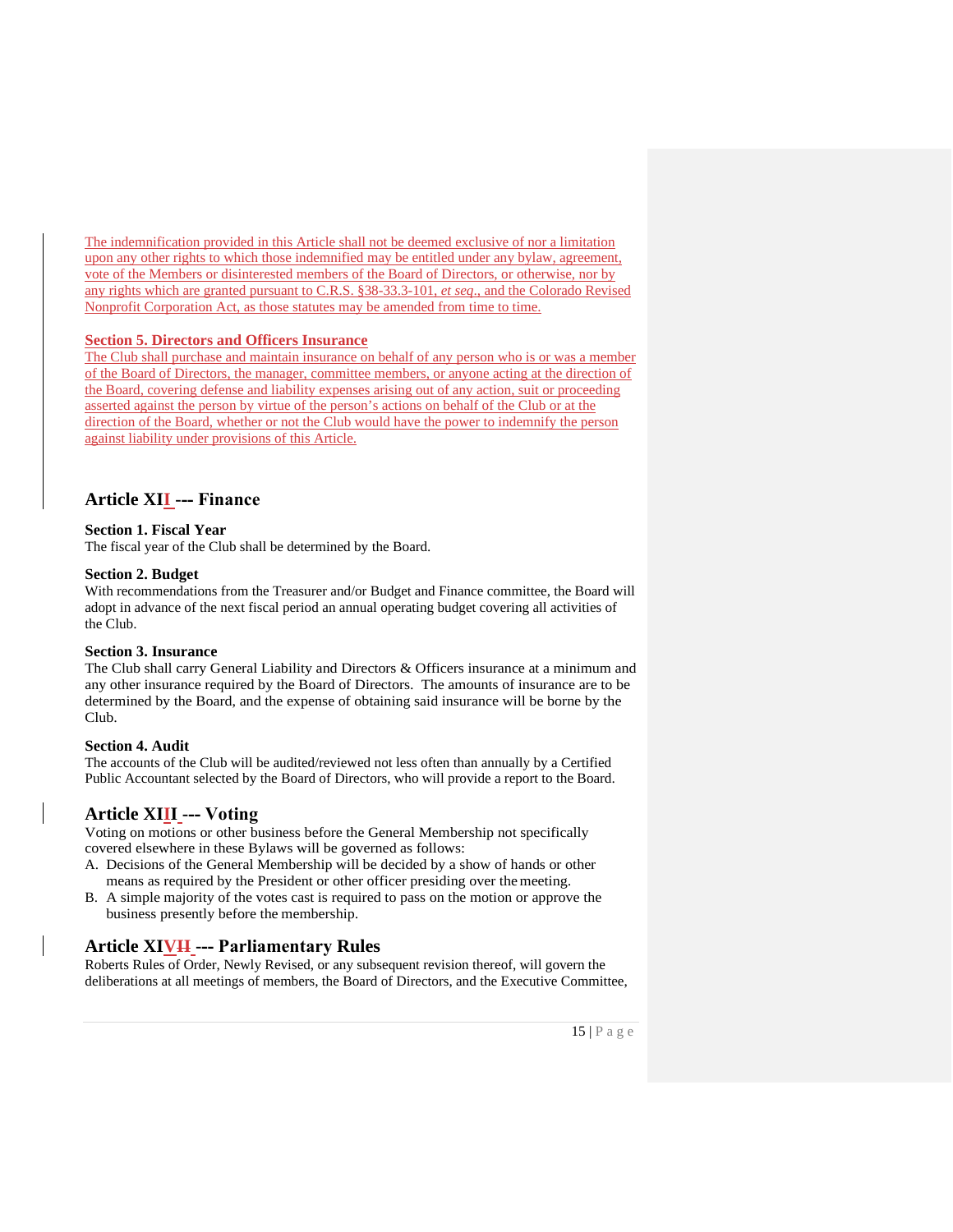The indemnification provided in this Article shall not be deemed exclusive of nor a limitation upon any other rights to which those indemnified may be entitled under any bylaw, agreement, vote of the Members or disinterested members of the Board of Directors, or otherwise, nor by any rights which are granted pursuant to C.R.S. §38-33.3-101, *et seq*., and the Colorado Revised Nonprofit Corporation Act, as those statutes may be amended from time to time.

**Section 5. Directors and Officers Insurance**

The Club shall purchase and maintain insurance on behalf of any person who is or was a member of the Board of Directors, the manager, committee members, or anyone acting at the direction of the Board, covering defense and liability expenses arising out of any action, suit or proceeding asserted against the person by virtue of the person's actions on behalf of the Club or at the direction of the Board, whether or not the Club would have the power to indemnify the person against liability under provisions of this Article.

## Article XII --- Finance

**Section 1. Fiscal Year**

The fiscal year of the Club shall be determined by the Board.

**Section 2. Budget**

With recommendations from the Treasurer and/or Budget and Finance committee, the Board will adopt in advance of the next fiscal period an annual operating budget covering all activities of the Club.

**Section 3. Insurance**

The Club shall carry General Liability and Directors & Officers insurance at a minimum and any other insurance required by the Board of Directors. The amounts of insurance are to be determined by the Board, and the expense of obtaining said insurance will be borne by the Club.

**Section 4. Audit**

The accounts of the Club will be audited/reviewed not less often than annually by a Certified Public Accountant selected by the Board of Directors, who will provide a report to the Board.

## Article XIII --- Voting

Voting on motions or other business before the General Membership not specifically covered elsewhere in these Bylaws will be governed as follows:

A. Decisions of the General Membership will be decided by a show of hands or other means as required by the President or other officer presiding over the meeting.
B. A simple majority of the votes cast is required to pass on the motion or approve the business presently before the membership.

## Article XIV~~II~~ --- Parliamentary Rules

Roberts Rules of Order, Newly Revised, or any subsequent revision thereof, will govern the deliberations at all meetings of members, the Board of Directors, and the Executive Committee,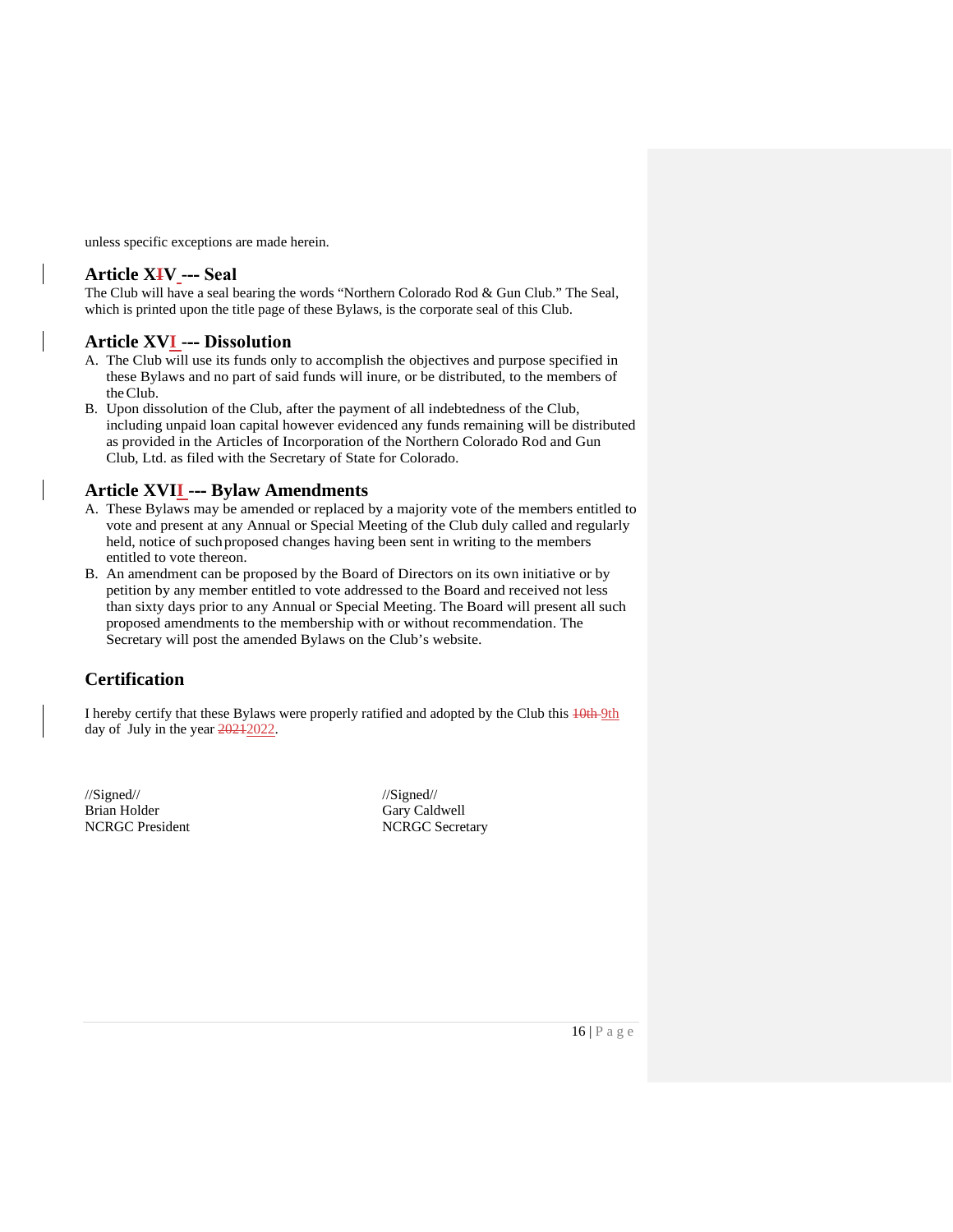unless specific exceptions are made herein.

## Article XIV --- Seal

The Club will have a seal bearing the words "Northern Colorado Rod & Gun Club." The Seal, which is printed upon the title page of these Bylaws, is the corporate seal of this Club.

## Article XVI --- Dissolution

A. The Club will use its funds only to accomplish the objectives and purpose specified in these Bylaws and no part of said funds will inure, or be distributed, to the members of the Club.
B. Upon dissolution of the Club, after the payment of all indebtedness of the Club, including unpaid loan capital however evidenced any funds remaining will be distributed as provided in the Articles of Incorporation of the Northern Colorado Rod and Gun Club, Ltd. as filed with the Secretary of State for Colorado.

## Article XVII --- Bylaw Amendments

A. These Bylaws may be amended or replaced by a majority vote of the members entitled to vote and present at any Annual or Special Meeting of the Club duly called and regularly held, notice of such proposed changes having been sent in writing to the members entitled to vote thereon.
B. An amendment can be proposed by the Board of Directors on its own initiative or by petition by any member entitled to vote addressed to the Board and received not less than sixty days prior to any Annual or Special Meeting. The Board will present all such proposed amendments to the membership with or without recommendation. The Secretary will post the amended Bylaws on the Club's website.

## Certification

I hereby certify that these Bylaws were properly ratified and adopted by the Club this ~~10th~~ 9th day of July in the year ~~2021~~2022.

//Signed//
Brian Holder
NCRGC President

//Signed//
Gary Caldwell
NCRGC Secretary